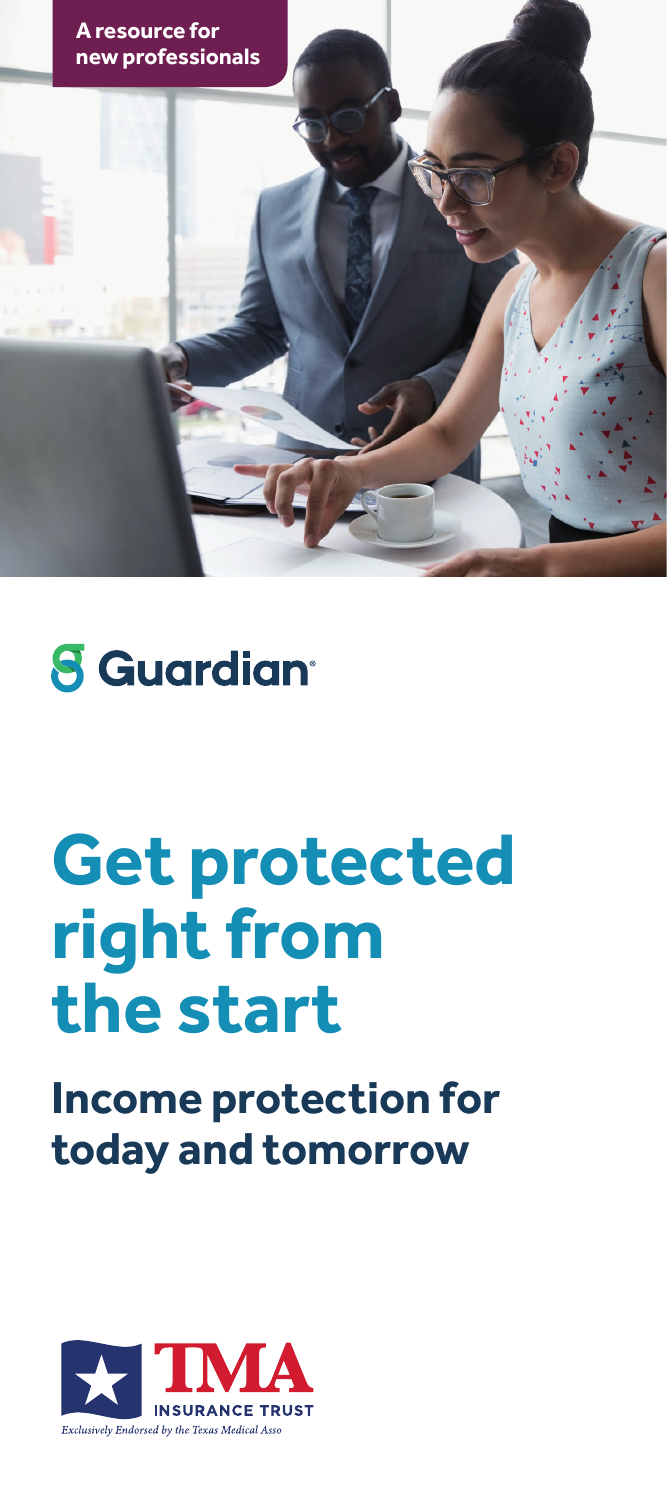**A resource for new professionals**

Guardian

# Get protected right from the start

## Income protection for today and tomorrow

TMA INSURANCE TRUST

*Exclusively Endorsed by the Texas Medical Asso*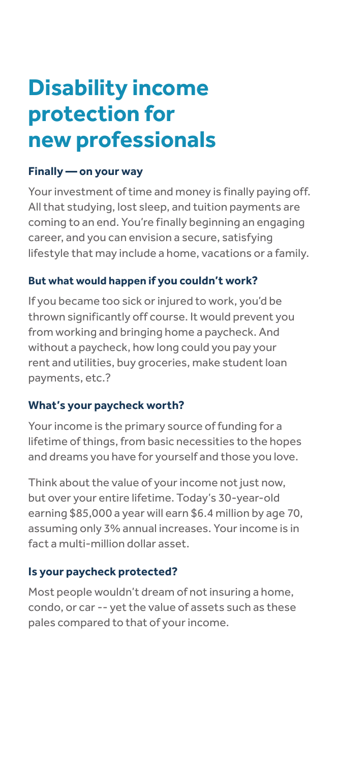# Disability income protection for new professionals

### Finally — on your way

Your investment of time and money is finally paying off. All that studying, lost sleep, and tuition payments are coming to an end. You're finally beginning an engaging career, and you can envision a secure, satisfying lifestyle that may include a home, vacations or a family.

### But what would happen if you couldn't work?

If you became too sick or injured to work, you'd be thrown significantly off course. It would prevent you from working and bringing home a paycheck. And without a paycheck, how long could you pay your rent and utilities, buy groceries, make student loan payments, etc.?

### What's your paycheck worth?

Your income is the primary source of funding for a lifetime of things, from basic necessities to the hopes and dreams you have for yourself and those you love.

Think about the value of your income not just now, but over your entire lifetime. Today's 30-year-old earning $85,000 a year will earn $6.4 million by age 70, assuming only 3% annual increases. Your income is in fact a multi-million dollar asset.

### Is your paycheck protected?

Most people wouldn't dream of not insuring a home, condo, or car -- yet the value of assets such as these pales compared to that of your income.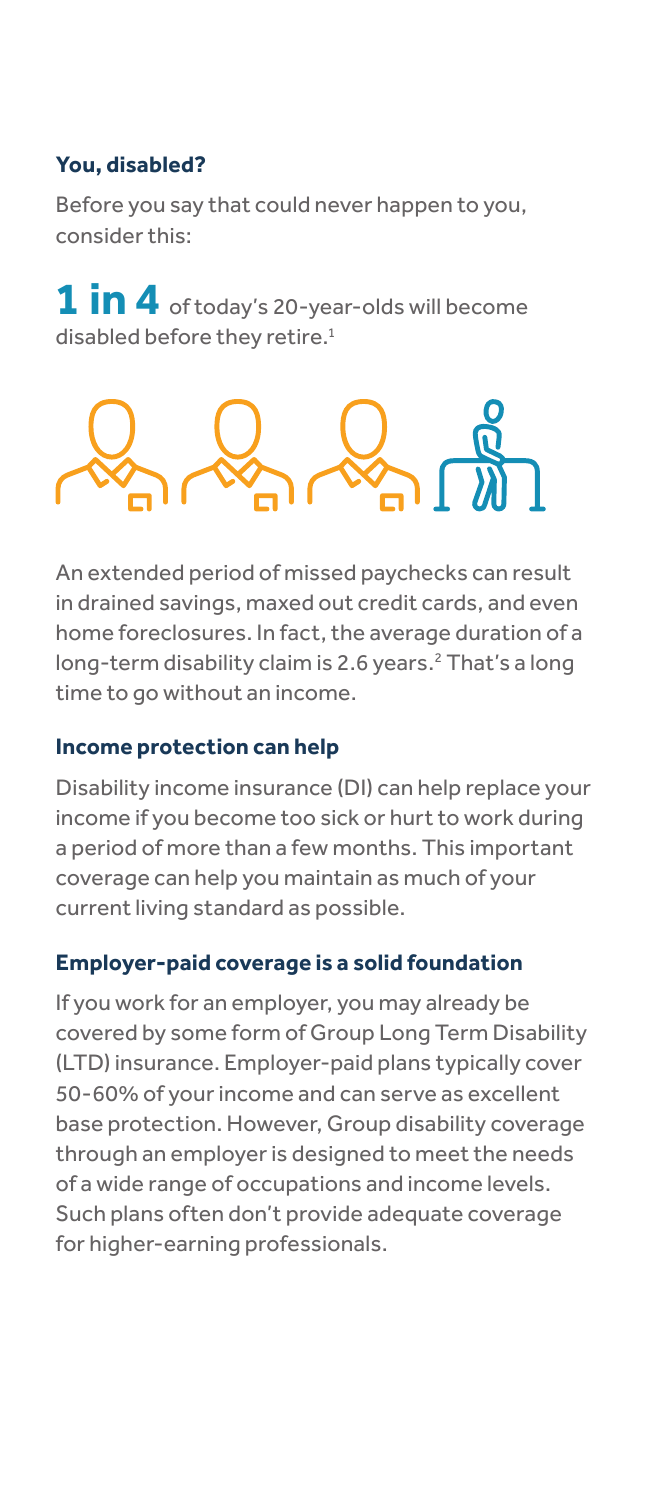**You, disabled?**

Before you say that could never happen to you, consider this:

**1 in 4** of today's 20-year-olds will become disabled before they retire.[1]

An extended period of missed paychecks can result in drained savings, maxed out credit cards, and even home foreclosures. In fact, the average duration of a long-term disability claim is 2.6 years.[2] That's a long time to go without an income.

**Income protection can help**

Disability income insurance (DI) can help replace your income if you become too sick or hurt to work during a period of more than a few months. This important coverage can help you maintain as much of your current living standard as possible.

**Employer-paid coverage is a solid foundation**

If you work for an employer, you may already be covered by some form of Group Long Term Disability (LTD) insurance. Employer-paid plans typically cover 50-60% of your income and can serve as excellent base protection. However, Group disability coverage through an employer is designed to meet the needs of a wide range of occupations and income levels. Such plans often don't provide adequate coverage for higher-earning professionals.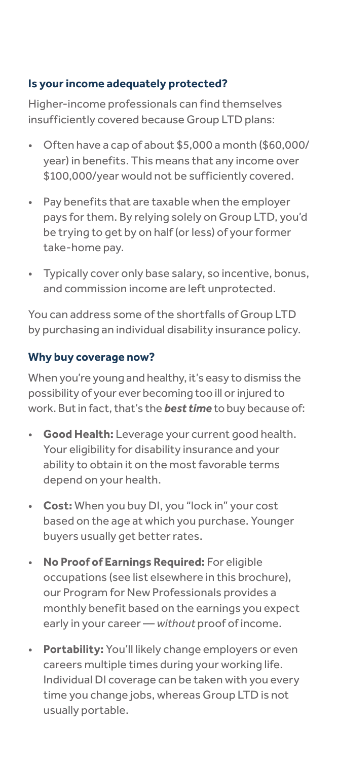### Is your income adequately protected?

Higher-income professionals can find themselves insufficiently covered because Group LTD plans:

- Often have a cap of about $5,000 a month ($60,000/year) in benefits. This means that any income over $100,000/year would not be sufficiently covered.
- Pay benefits that are taxable when the employer pays for them. By relying solely on Group LTD, you'd be trying to get by on half (or less) of your former take-home pay.
- Typically cover only base salary, so incentive, bonus, and commission income are left unprotected.

You can address some of the shortfalls of Group LTD by purchasing an individual disability insurance policy.

### Why buy coverage now?

When you're young and healthy, it's easy to dismiss the possibility of your ever becoming too ill or injured to work. But in fact, that's the ***best time*** to buy because of:

- **Good Health:** Leverage your current good health. Your eligibility for disability insurance and your ability to obtain it on the most favorable terms depend on your health.
- **Cost:** When you buy DI, you "lock in" your cost based on the age at which you purchase. Younger buyers usually get better rates.
- **No Proof of Earnings Required:** For eligible occupations (see list elsewhere in this brochure), our Program for New Professionals provides a monthly benefit based on the earnings you expect early in your career — *without* proof of income.
- **Portability:** You'll likely change employers or even careers multiple times during your working life. Individual DI coverage can be taken with you every time you change jobs, whereas Group LTD is not usually portable.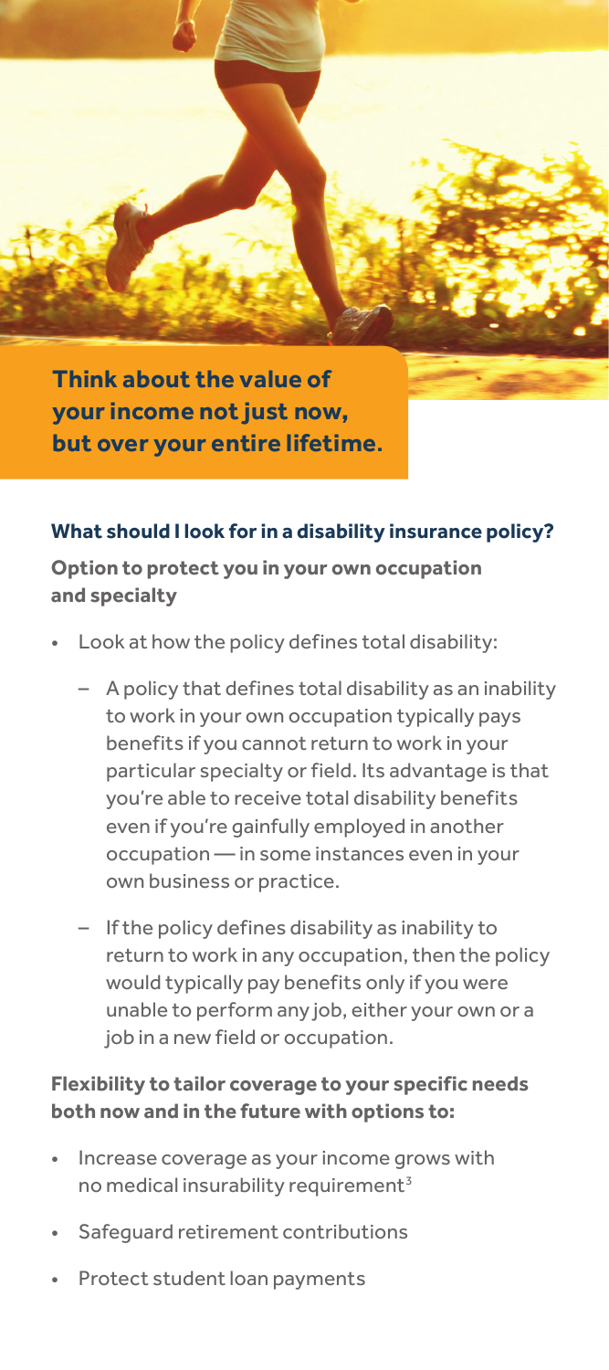**Think about the value of your income not just now, but over your entire lifetime.**

### What should I look for in a disability insurance policy?

**Option to protect you in your own occupation and specialty**

- Look at how the policy defines total disability:
  - A policy that defines total disability as an inability to work in your own occupation typically pays benefits if you cannot return to work in your particular specialty or field. Its advantage is that you're able to receive total disability benefits even if you're gainfully employed in another occupation — in some instances even in your own business or practice.
  - If the policy defines disability as inability to return to work in any occupation, then the policy would typically pay benefits only if you were unable to perform any job, either your own or a job in a new field or occupation.

**Flexibility to tailor coverage to your specific needs both now and in the future with options to:**

- Increase coverage as your income grows with no medical insurability requirement[3]
- Safeguard retirement contributions
- Protect student loan payments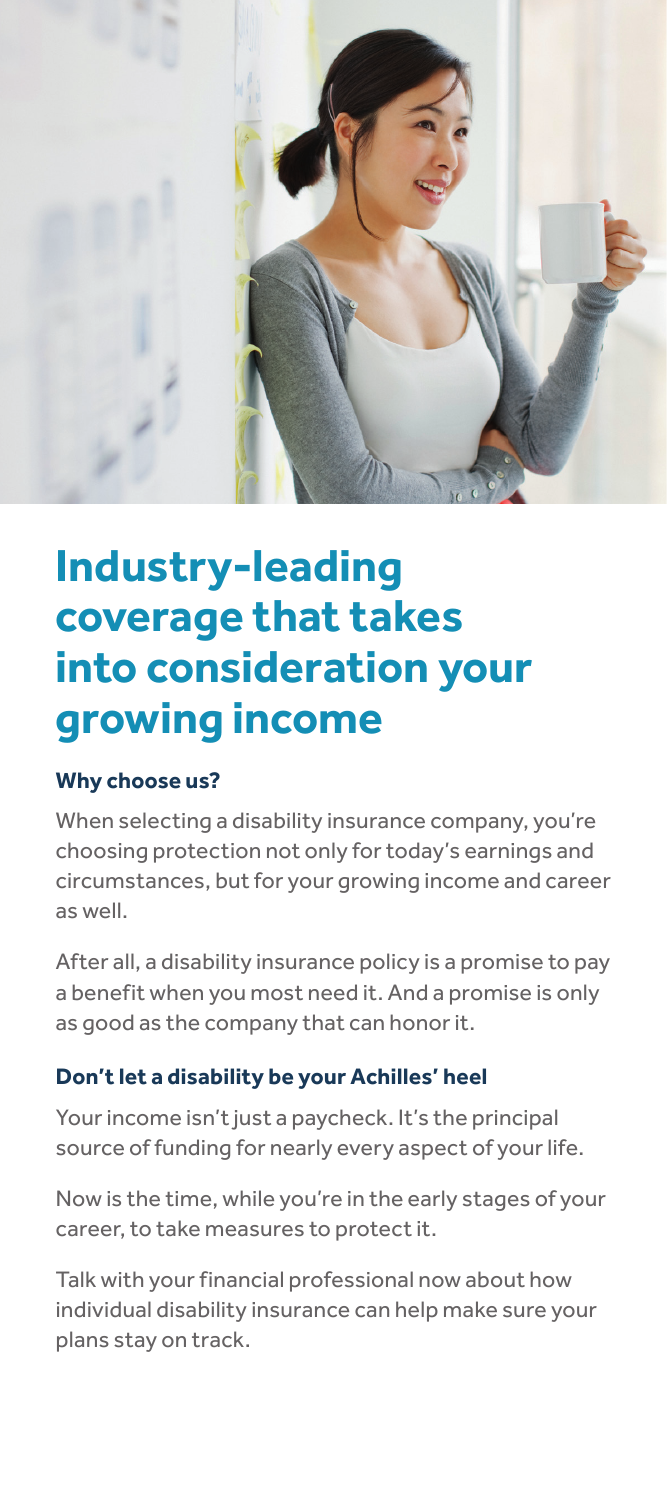# Industry-leading coverage that takes into consideration your growing income

### Why choose us?

When selecting a disability insurance company, you're choosing protection not only for today's earnings and circumstances, but for your growing income and career as well.

After all, a disability insurance policy is a promise to pay a benefit when you most need it. And a promise is only as good as the company that can honor it.

### Don't let a disability be your Achilles' heel

Your income isn't just a paycheck. It's the principal source of funding for nearly every aspect of your life.

Now is the time, while you're in the early stages of your career, to take measures to protect it.

Talk with your financial professional now about how individual disability insurance can help make sure your plans stay on track.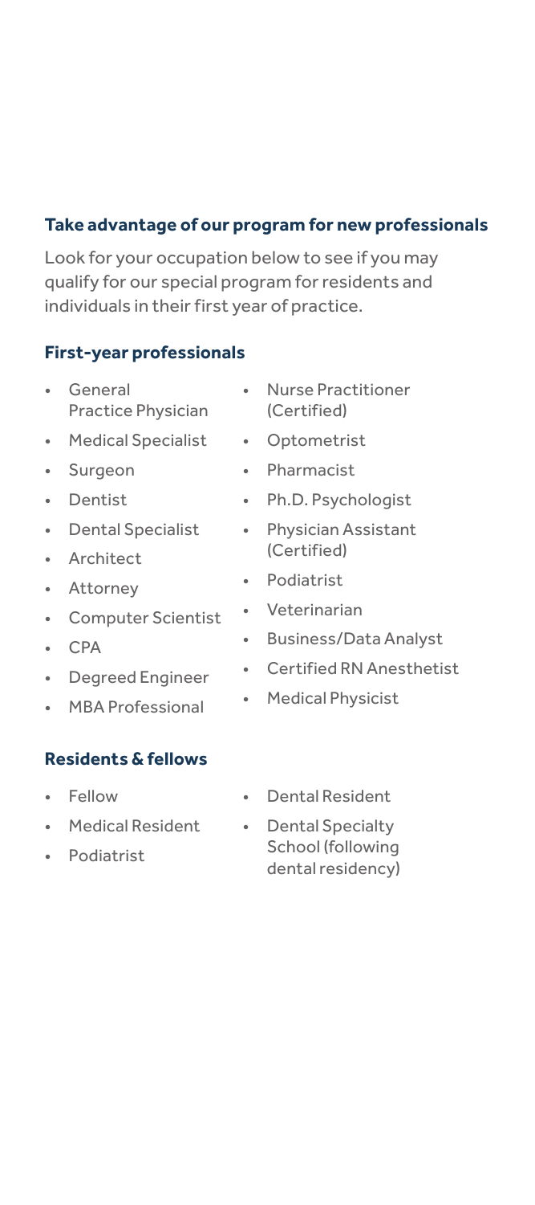## Take advantage of our program for new professionals

Look for your occupation below to see if you may qualify for our special program for residents and individuals in their first year of practice.

### First-year professionals

- General Practice Physician
- Medical Specialist
- Surgeon
- Dentist
- Dental Specialist
- Architect
- Attorney
- Computer Scientist
- CPA
- Degreed Engineer
- MBA Professional
- Nurse Practitioner (Certified)
- Optometrist
- Pharmacist
- Ph.D. Psychologist
- Physician Assistant (Certified)
- Podiatrist
- Veterinarian
- Business/Data Analyst
- Certified RN Anesthetist
- Medical Physicist

### Residents & fellows

- Fellow
- Medical Resident
- Podiatrist
- Dental Resident
- Dental Specialty School (following dental residency)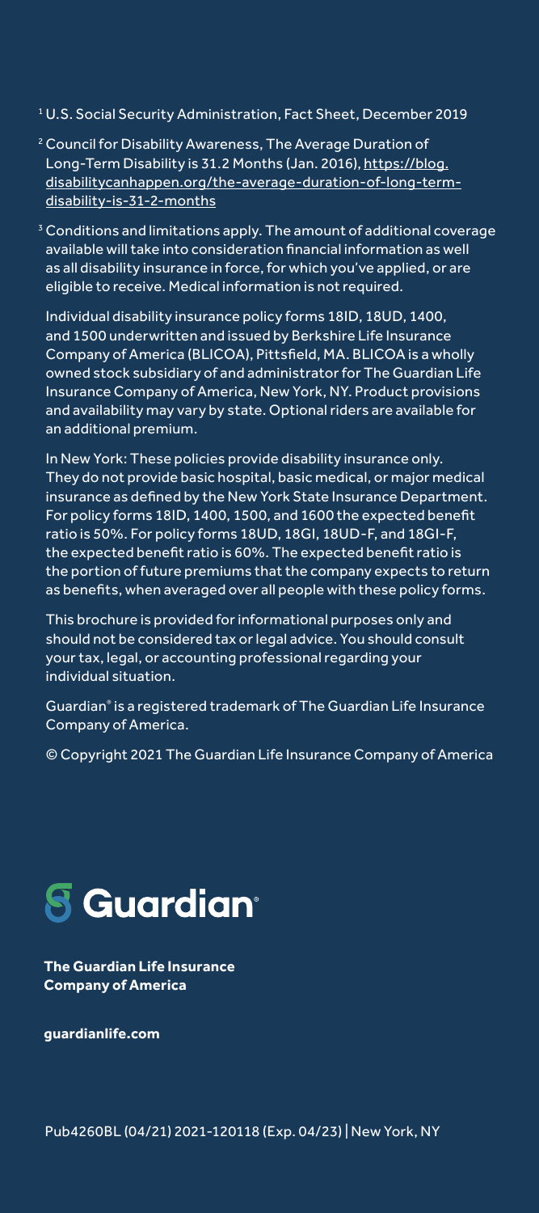[1] U.S. Social Security Administration, Fact Sheet, December 2019

[2] Council for Disability Awareness, The Average Duration of Long-Term Disability is 31.2 Months (Jan. 2016), https://blog.disabilitycanhappen.org/the-average-duration-of-long-term-disability-is-31-2-months

[3] Conditions and limitations apply. The amount of additional coverage available will take into consideration financial information as well as all disability insurance in force, for which you've applied, or are eligible to receive. Medical information is not required.

Individual disability insurance policy forms 18ID, 18UD, 1400, and 1500 underwritten and issued by Berkshire Life Insurance Company of America (BLICOA), Pittsfield, MA. BLICOA is a wholly owned stock subsidiary of and administrator for The Guardian Life Insurance Company of America, New York, NY. Product provisions and availability may vary by state. Optional riders are available for an additional premium.

In New York: These policies provide disability insurance only. They do not provide basic hospital, basic medical, or major medical insurance as defined by the New York State Insurance Department. For policy forms 18ID, 1400, 1500, and 1600 the expected benefit ratio is 50%. For policy forms 18UD, 18GI, 18UD-F, and 18GI-F, the expected benefit ratio is 60%. The expected benefit ratio is the portion of future premiums that the company expects to return as benefits, when averaged over all people with these policy forms.

This brochure is provided for informational purposes only and should not be considered tax or legal advice. You should consult your tax, legal, or accounting professional regarding your individual situation.

Guardian® is a registered trademark of The Guardian Life Insurance Company of America.

© Copyright 2021 The Guardian Life Insurance Company of America

Guardian®

**The Guardian Life Insurance Company of America**

**guardianlife.com**

Pub4260BL (04/21) 2021-120118 (Exp. 04/23) | New York, NY